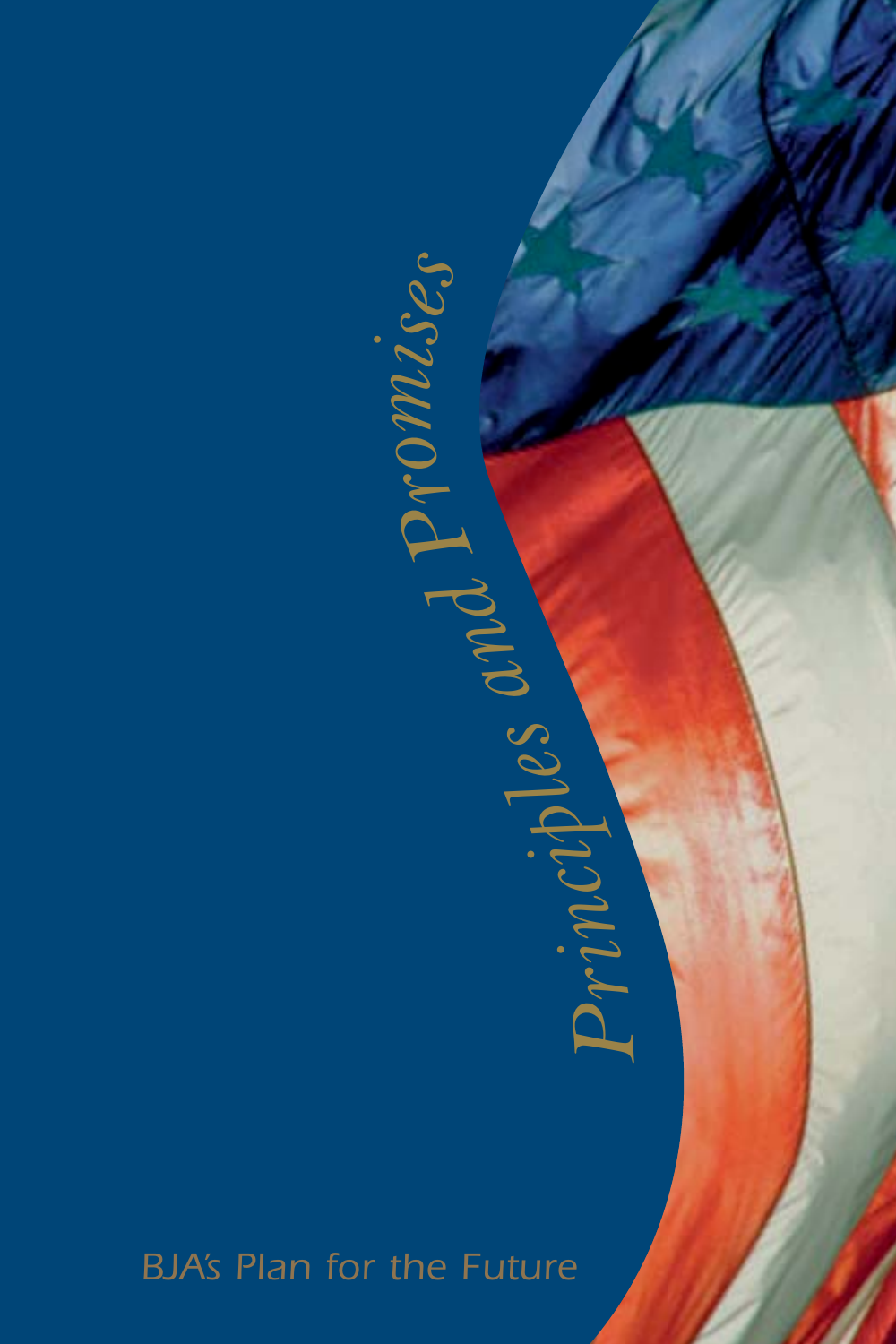# Principles and Promises

BJA's Plan for the Future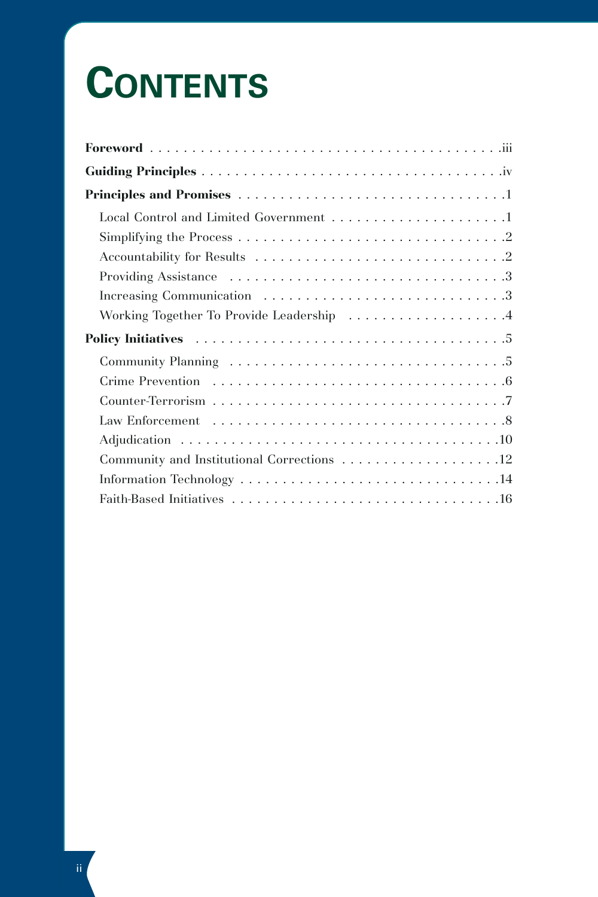# CONTENTS

**Foreword** . . . . . . . . . . . . . . . . . . . . . . . . . . . . . . . . . . . . . . . . . .iii

**Guiding Principles** . . . . . . . . . . . . . . . . . . . . . . . . . . . . . . . . . . . . .iv

**Principles and Promises** . . . . . . . . . . . . . . . . . . . . . . . . . . . . . . . .1

- Local Control and Limited Government . . . . . . . . . . . . . . . . . . . . . .1
- Simplifying the Process . . . . . . . . . . . . . . . . . . . . . . . . . . . . . . . .2
- Accountability for Results . . . . . . . . . . . . . . . . . . . . . . . . . . . . . .2
- Providing Assistance . . . . . . . . . . . . . . . . . . . . . . . . . . . . . . . . .3
- Increasing Communication . . . . . . . . . . . . . . . . . . . . . . . . . . . . .3
- Working Together To Provide Leadership . . . . . . . . . . . . . . . . . . .4

**Policy Initiatives** . . . . . . . . . . . . . . . . . . . . . . . . . . . . . . . . . . . . .5

- Community Planning . . . . . . . . . . . . . . . . . . . . . . . . . . . . . . . . .5
- Crime Prevention . . . . . . . . . . . . . . . . . . . . . . . . . . . . . . . . . . .6
- Counter-Terrorism . . . . . . . . . . . . . . . . . . . . . . . . . . . . . . . . . . .7
- Law Enforcement . . . . . . . . . . . . . . . . . . . . . . . . . . . . . . . . . . .8
- Adjudication . . . . . . . . . . . . . . . . . . . . . . . . . . . . . . . . . . . . . .10
- Community and Institutional Corrections . . . . . . . . . . . . . . . . . . .12
- Information Technology . . . . . . . . . . . . . . . . . . . . . . . . . . . . . . .14
- Faith-Based Initiatives . . . . . . . . . . . . . . . . . . . . . . . . . . . . . . . .16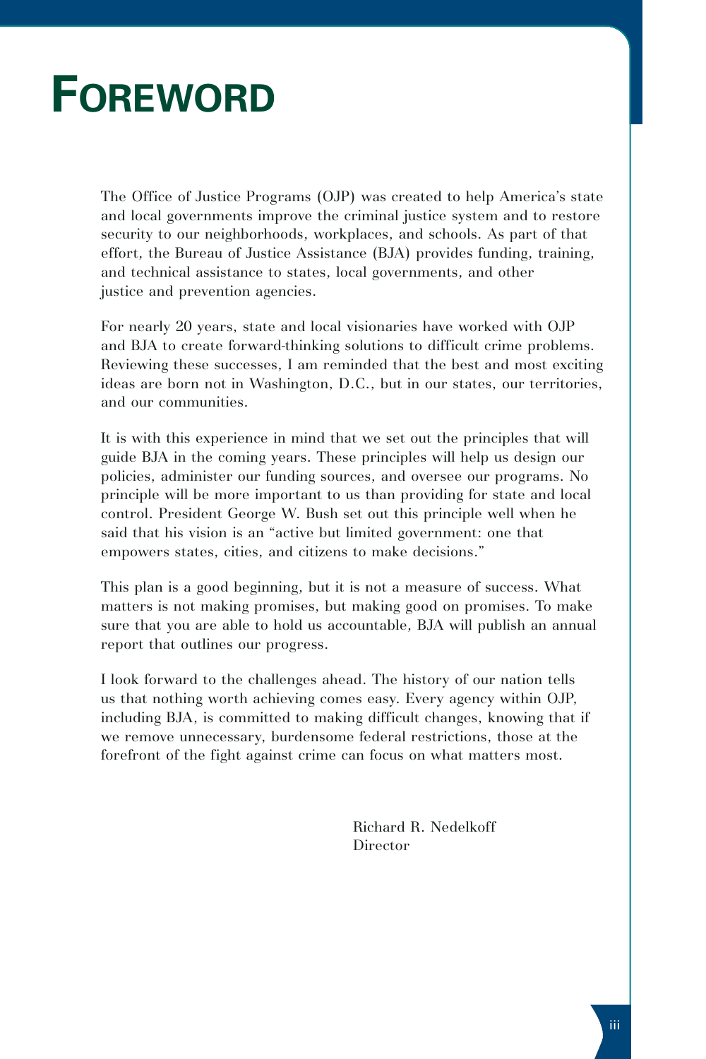# FOREWORD

The Office of Justice Programs (OJP) was created to help America's state and local governments improve the criminal justice system and to restore security to our neighborhoods, workplaces, and schools. As part of that effort, the Bureau of Justice Assistance (BJA) provides funding, training, and technical assistance to states, local governments, and other justice and prevention agencies.

For nearly 20 years, state and local visionaries have worked with OJP and BJA to create forward-thinking solutions to difficult crime problems. Reviewing these successes, I am reminded that the best and most exciting ideas are born not in Washington, D.C., but in our states, our territories, and our communities.

It is with this experience in mind that we set out the principles that will guide BJA in the coming years. These principles will help us design our policies, administer our funding sources, and oversee our programs. No principle will be more important to us than providing for state and local control. President George W. Bush set out this principle well when he said that his vision is an "active but limited government: one that empowers states, cities, and citizens to make decisions."

This plan is a good beginning, but it is not a measure of success. What matters is not making promises, but making good on promises. To make sure that you are able to hold us accountable, BJA will publish an annual report that outlines our progress.

I look forward to the challenges ahead. The history of our nation tells us that nothing worth achieving comes easy. Every agency within OJP, including BJA, is committed to making difficult changes, knowing that if we remove unnecessary, burdensome federal restrictions, those at the forefront of the fight against crime can focus on what matters most.

Richard R. Nedelkoff
Director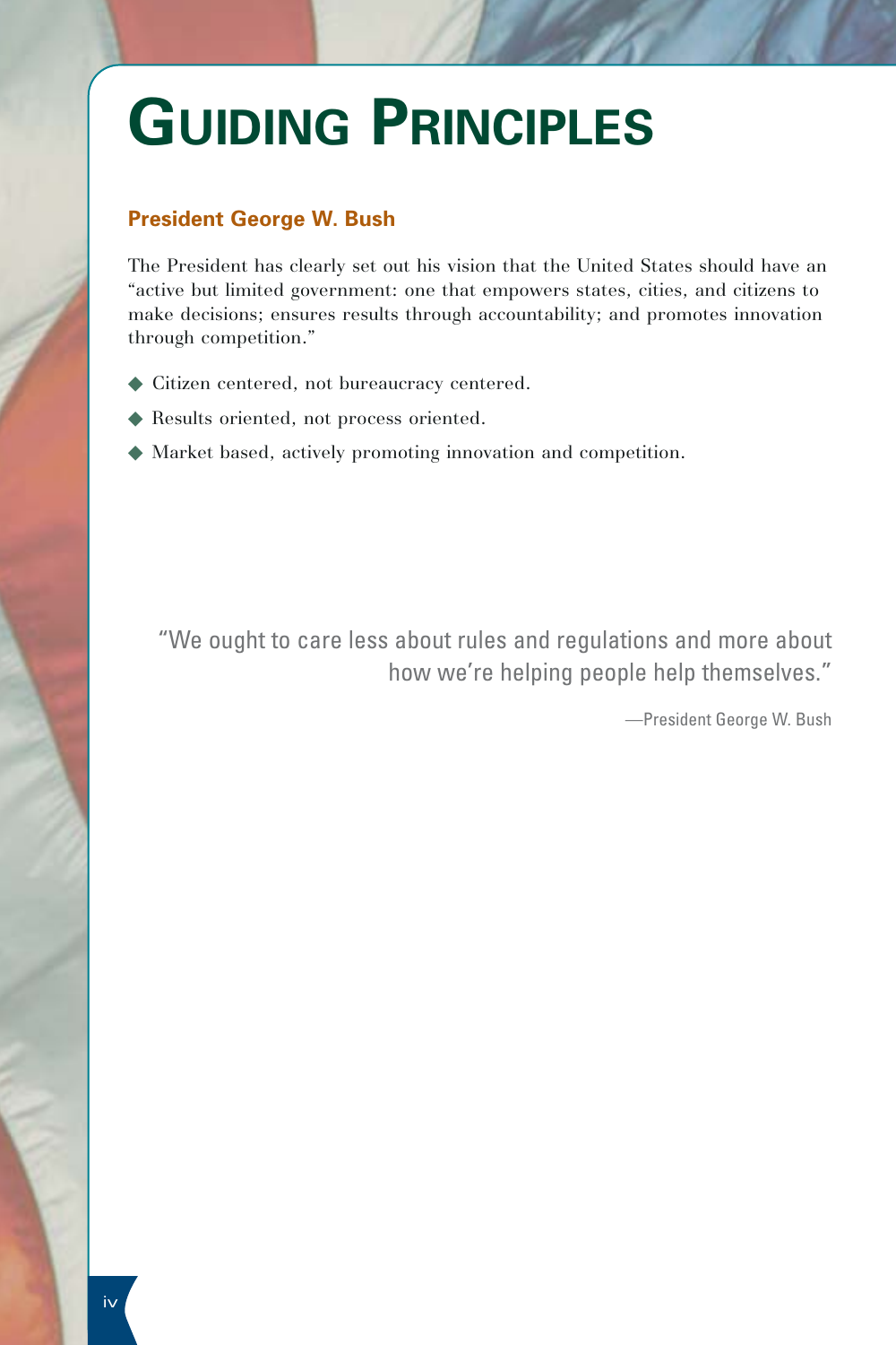# GUIDING PRINCIPLES

### President George W. Bush

The President has clearly set out his vision that the United States should have an "active but limited government: one that empowers states, cities, and citizens to make decisions; ensures results through accountability; and promotes innovation through competition."

- Citizen centered, not bureaucracy centered.
- Results oriented, not process oriented.
- Market based, actively promoting innovation and competition.

> "We ought to care less about rules and regulations and more about how we're helping people help themselves."
>
> —President George W. Bush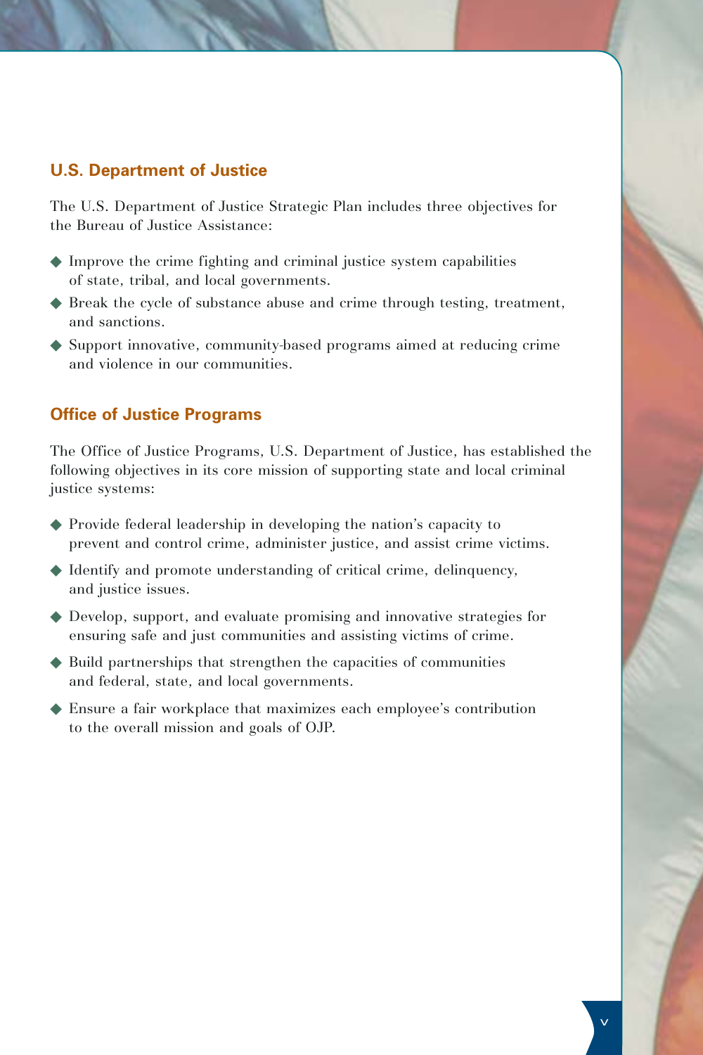## U.S. Department of Justice

The U.S. Department of Justice Strategic Plan includes three objectives for the Bureau of Justice Assistance:

- Improve the crime fighting and criminal justice system capabilities of state, tribal, and local governments.
- Break the cycle of substance abuse and crime through testing, treatment, and sanctions.
- Support innovative, community-based programs aimed at reducing crime and violence in our communities.

## Office of Justice Programs

The Office of Justice Programs, U.S. Department of Justice, has established the following objectives in its core mission of supporting state and local criminal justice systems:

- Provide federal leadership in developing the nation's capacity to prevent and control crime, administer justice, and assist crime victims.
- Identify and promote understanding of critical crime, delinquency, and justice issues.
- Develop, support, and evaluate promising and innovative strategies for ensuring safe and just communities and assisting victims of crime.
- Build partnerships that strengthen the capacities of communities and federal, state, and local governments.
- Ensure a fair workplace that maximizes each employee's contribution to the overall mission and goals of OJP.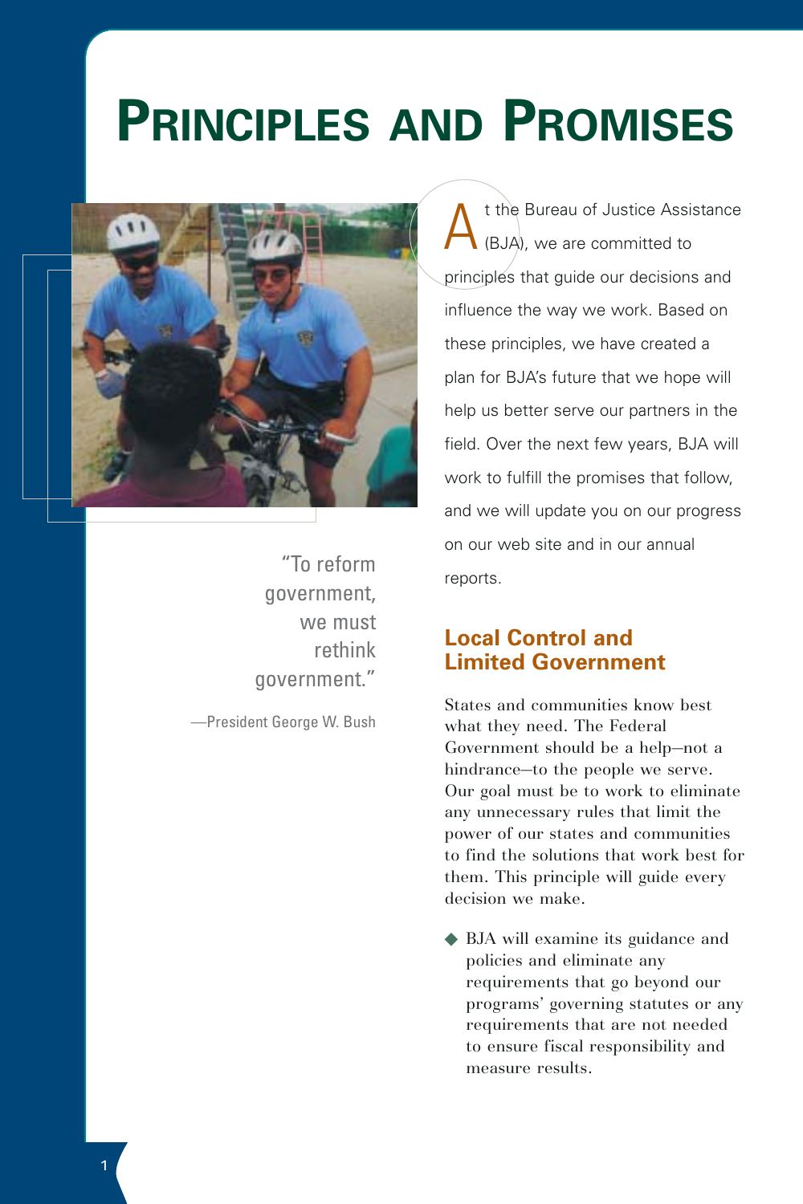# Principles and Promises

> "To reform government, we must rethink government."
>
> —President George W. Bush

At the Bureau of Justice Assistance (BJA), we are committed to principles that guide our decisions and influence the way we work. Based on these principles, we have created a plan for BJA's future that we hope will help us better serve our partners in the field. Over the next few years, BJA will work to fulfill the promises that follow, and we will update you on our progress on our web site and in our annual reports.

## Local Control and Limited Government

States and communities know best what they need. The Federal Government should be a help—not a hindrance—to the people we serve. Our goal must be to work to eliminate any unnecessary rules that limit the power of our states and communities to find the solutions that work best for them. This principle will guide every decision we make.

- BJA will examine its guidance and policies and eliminate any requirements that go beyond our programs' governing statutes or any requirements that are not needed to ensure fiscal responsibility and measure results.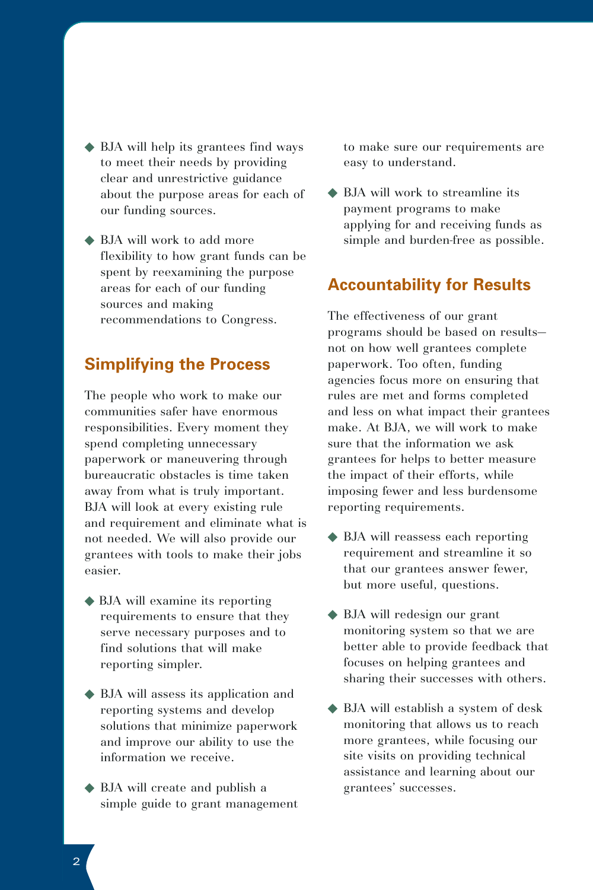- BJA will help its grantees find ways to meet their needs by providing clear and unrestrictive guidance about the purpose areas for each of our funding sources.

- BJA will work to add more flexibility to how grant funds can be spent by reexamining the purpose areas for each of our funding sources and making recommendations to Congress.

## Simplifying the Process

The people who work to make our communities safer have enormous responsibilities. Every moment they spend completing unnecessary paperwork or maneuvering through bureaucratic obstacles is time taken away from what is truly important. BJA will look at every existing rule and requirement and eliminate what is not needed. We will also provide our grantees with tools to make their jobs easier.

- BJA will examine its reporting requirements to ensure that they serve necessary purposes and to find solutions that will make reporting simpler.

- BJA will assess its application and reporting systems and develop solutions that minimize paperwork and improve our ability to use the information we receive.

- BJA will create and publish a simple guide to grant management to make sure our requirements are easy to understand.

- BJA will work to streamline its payment programs to make applying for and receiving funds as simple and burden-free as possible.

## Accountability for Results

The effectiveness of our grant programs should be based on results—not on how well grantees complete paperwork. Too often, funding agencies focus more on ensuring that rules are met and forms completed and less on what impact their grantees make. At BJA, we will work to make sure that the information we ask grantees for helps to better measure the impact of their efforts, while imposing fewer and less burdensome reporting requirements.

- BJA will reassess each reporting requirement and streamline it so that our grantees answer fewer, but more useful, questions.

- BJA will redesign our grant monitoring system so that we are better able to provide feedback that focuses on helping grantees and sharing their successes with others.

- BJA will establish a system of desk monitoring that allows us to reach more grantees, while focusing our site visits on providing technical assistance and learning about our grantees' successes.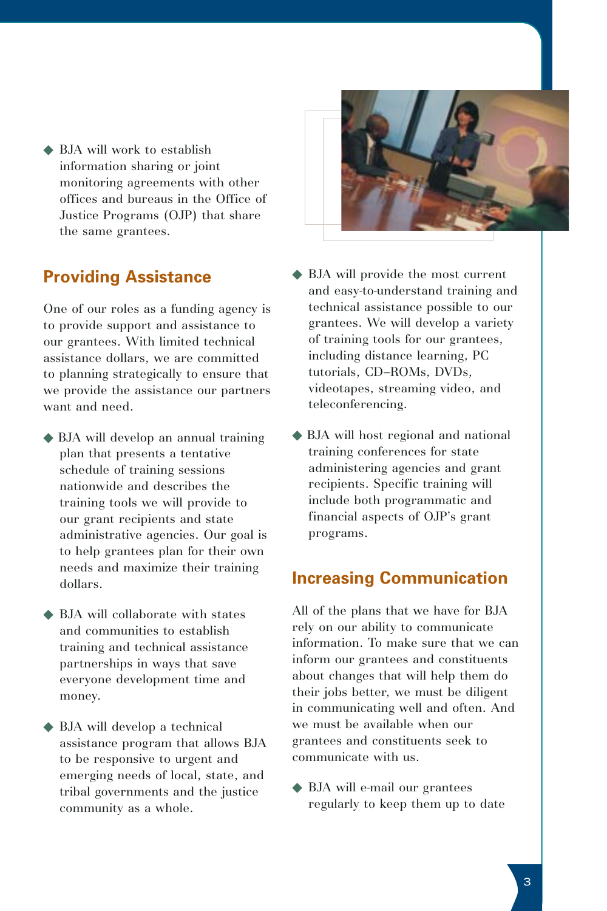- BJA will work to establish information sharing or joint monitoring agreements with other offices and bureaus in the Office of Justice Programs (OJP) that share the same grantees.

## Providing Assistance

One of our roles as a funding agency is to provide support and assistance to our grantees. With limited technical assistance dollars, we are committed to planning strategically to ensure that we provide the assistance our partners want and need.

- BJA will develop an annual training plan that presents a tentative schedule of training sessions nationwide and describes the training tools we will provide to our grant recipients and state administrative agencies. Our goal is to help grantees plan for their own needs and maximize their training dollars.

- BJA will collaborate with states and communities to establish training and technical assistance partnerships in ways that save everyone development time and money.

- BJA will develop a technical assistance program that allows BJA to be responsive to urgent and emerging needs of local, state, and tribal governments and the justice community as a whole.

- BJA will provide the most current and easy-to-understand training and technical assistance possible to our grantees. We will develop a variety of training tools for our grantees, including distance learning, PC tutorials, CD–ROMs, DVDs, videotapes, streaming video, and teleconferencing.

- BJA will host regional and national training conferences for state administering agencies and grant recipients. Specific training will include both programmatic and financial aspects of OJP's grant programs.

## Increasing Communication

All of the plans that we have for BJA rely on our ability to communicate information. To make sure that we can inform our grantees and constituents about changes that will help them do their jobs better, we must be diligent in communicating well and often. And we must be available when our grantees and constituents seek to communicate with us.

- BJA will e-mail our grantees regularly to keep them up to date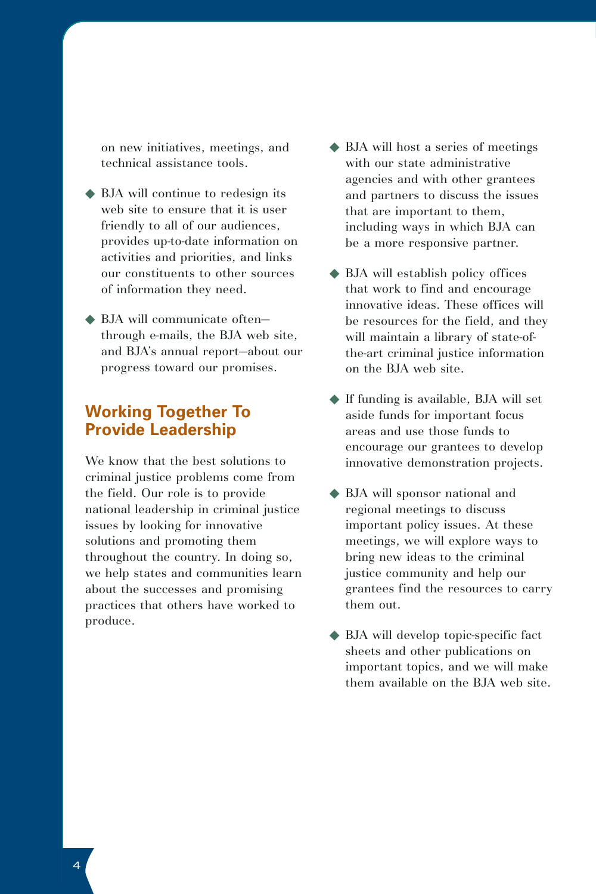on new initiatives, meetings, and technical assistance tools.

- BJA will continue to redesign its web site to ensure that it is user friendly to all of our audiences, provides up-to-date information on activities and priorities, and links our constituents to other sources of information they need.
- BJA will communicate often—through e-mails, the BJA web site, and BJA's annual report—about our progress toward our promises.

## Working Together To Provide Leadership

We know that the best solutions to criminal justice problems come from the field. Our role is to provide national leadership in criminal justice issues by looking for innovative solutions and promoting them throughout the country. In doing so, we help states and communities learn about the successes and promising practices that others have worked to produce.

- BJA will host a series of meetings with our state administrative agencies and with other grantees and partners to discuss the issues that are important to them, including ways in which BJA can be a more responsive partner.
- BJA will establish policy offices that work to find and encourage innovative ideas. These offices will be resources for the field, and they will maintain a library of state-of-the-art criminal justice information on the BJA web site.
- If funding is available, BJA will set aside funds for important focus areas and use those funds to encourage our grantees to develop innovative demonstration projects.
- BJA will sponsor national and regional meetings to discuss important policy issues. At these meetings, we will explore ways to bring new ideas to the criminal justice community and help our grantees find the resources to carry them out.
- BJA will develop topic-specific fact sheets and other publications on important topics, and we will make them available on the BJA web site.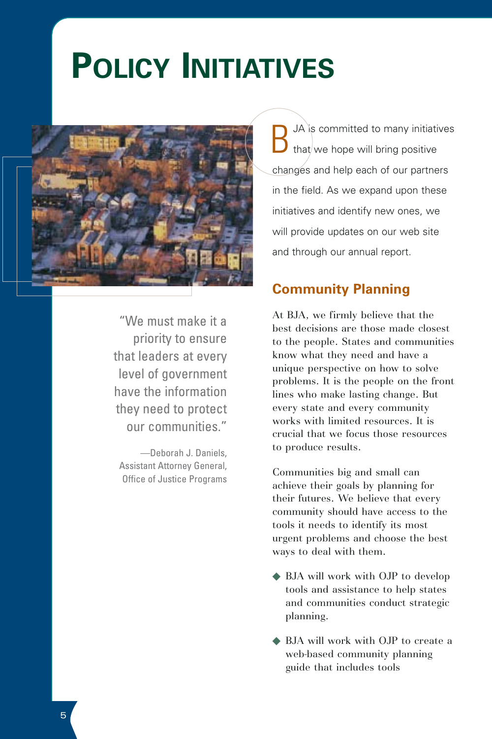# Policy Initiatives

"We must make it a priority to ensure that leaders at every level of government have the information they need to protect our communities."

—Deborah J. Daniels, Assistant Attorney General, Office of Justice Programs

BJA is committed to many initiatives that we hope will bring positive changes and help each of our partners in the field. As we expand upon these initiatives and identify new ones, we will provide updates on our web site and through our annual report.

## Community Planning

At BJA, we firmly believe that the best decisions are those made closest to the people. States and communities know what they need and have a unique perspective on how to solve problems. It is the people on the front lines who make lasting change. But every state and every community works with limited resources. It is crucial that we focus those resources to produce results.

Communities big and small can achieve their goals by planning for their futures. We believe that every community should have access to the tools it needs to identify its most urgent problems and choose the best ways to deal with them.

- BJA will work with OJP to develop tools and assistance to help states and communities conduct strategic planning.
- BJA will work with OJP to create a web-based community planning guide that includes tools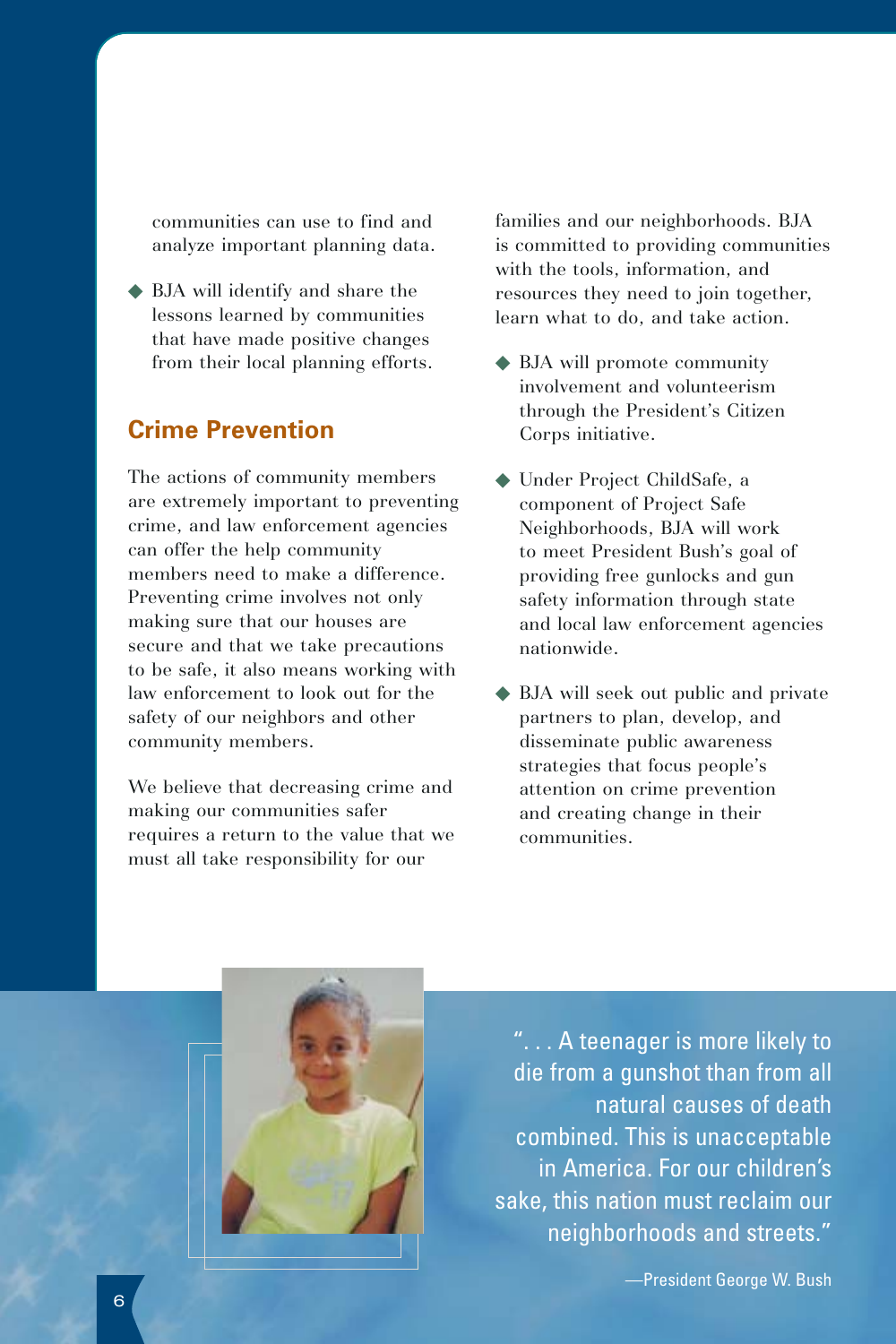communities can use to find and analyze important planning data.

- BJA will identify and share the lessons learned by communities that have made positive changes from their local planning efforts.

## Crime Prevention

The actions of community members are extremely important to preventing crime, and law enforcement agencies can offer the help community members need to make a difference. Preventing crime involves not only making sure that our houses are secure and that we take precautions to be safe, it also means working with law enforcement to look out for the safety of our neighbors and other community members.

We believe that decreasing crime and making our communities safer requires a return to the value that we must all take responsibility for our families and our neighborhoods. BJA is committed to providing communities with the tools, information, and resources they need to join together, learn what to do, and take action.

- BJA will promote community involvement and volunteerism through the President's Citizen Corps initiative.
- Under Project ChildSafe, a component of Project Safe Neighborhoods, BJA will work to meet President Bush's goal of providing free gunlocks and gun safety information through state and local law enforcement agencies nationwide.
- BJA will seek out public and private partners to plan, develop, and disseminate public awareness strategies that focus people's attention on crime prevention and creating change in their communities.

". . . A teenager is more likely to die from a gunshot than from all natural causes of death combined. This is unacceptable in America. For our children's sake, this nation must reclaim our neighborhoods and streets."

—President George W. Bush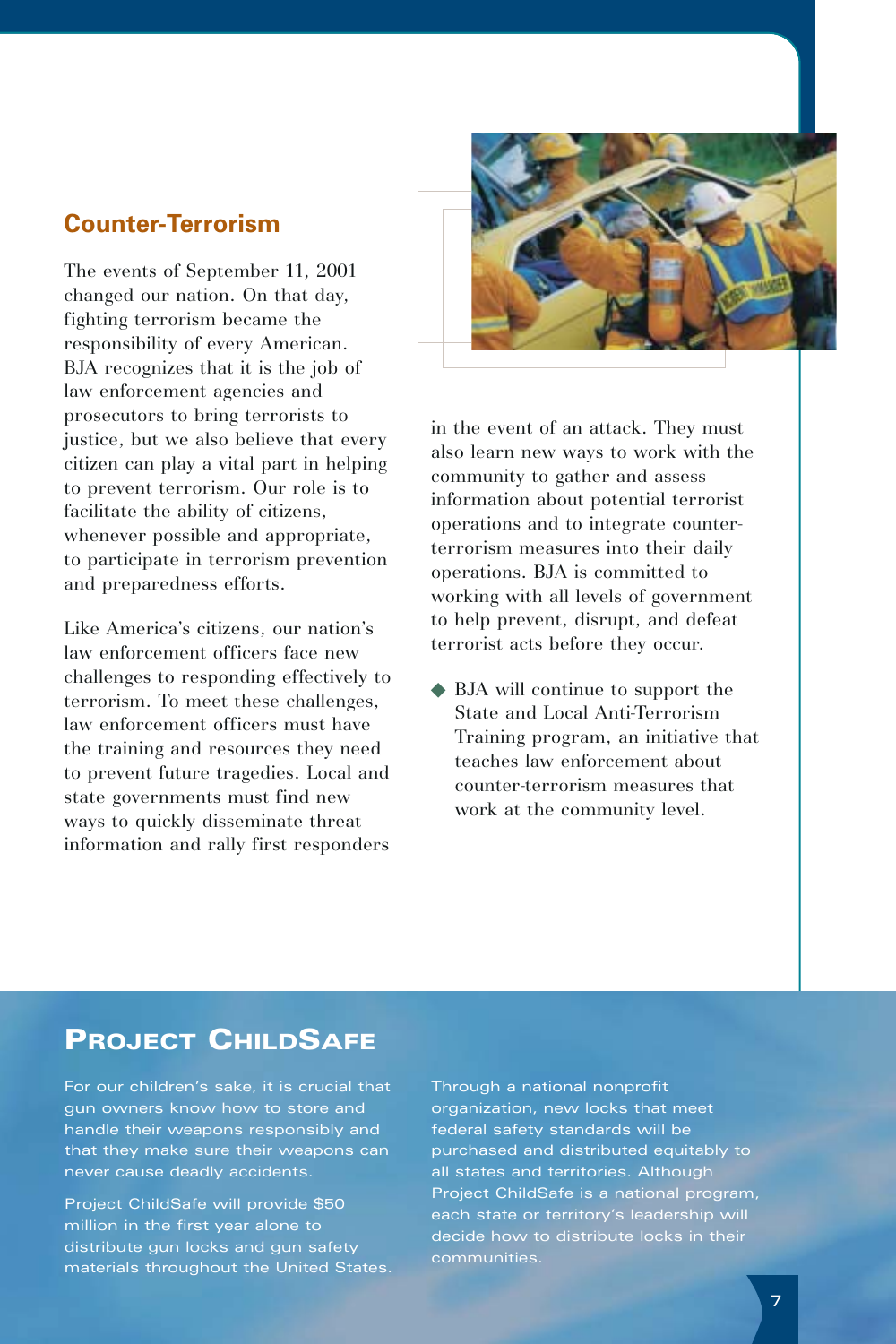## Counter-Terrorism

The events of September 11, 2001 changed our nation. On that day, fighting terrorism became the responsibility of every American. BJA recognizes that it is the job of law enforcement agencies and prosecutors to bring terrorists to justice, but we also believe that every citizen can play a vital part in helping to prevent terrorism. Our role is to facilitate the ability of citizens, whenever possible and appropriate, to participate in terrorism prevention and preparedness efforts.

Like America's citizens, our nation's law enforcement officers face new challenges to responding effectively to terrorism. To meet these challenges, law enforcement officers must have the training and resources they need to prevent future tragedies. Local and state governments must find new ways to quickly disseminate threat information and rally first responders in the event of an attack. They must also learn new ways to work with the community to gather and assess information about potential terrorist operations and to integrate counter-terrorism measures into their daily operations. BJA is committed to working with all levels of government to help prevent, disrupt, and defeat terrorist acts before they occur.

- BJA will continue to support the State and Local Anti-Terrorism Training program, an initiative that teaches law enforcement about counter-terrorism measures that work at the community level.

## Project ChildSafe

For our children's sake, it is crucial that gun owners know how to store and handle their weapons responsibly and that they make sure their weapons can never cause deadly accidents.

Project ChildSafe will provide $50 million in the first year alone to distribute gun locks and gun safety materials throughout the United States.

Through a national nonprofit organization, new locks that meet federal safety standards will be purchased and distributed equitably to all states and territories. Although Project ChildSafe is a national program, each state or territory's leadership will decide how to distribute locks in their communities.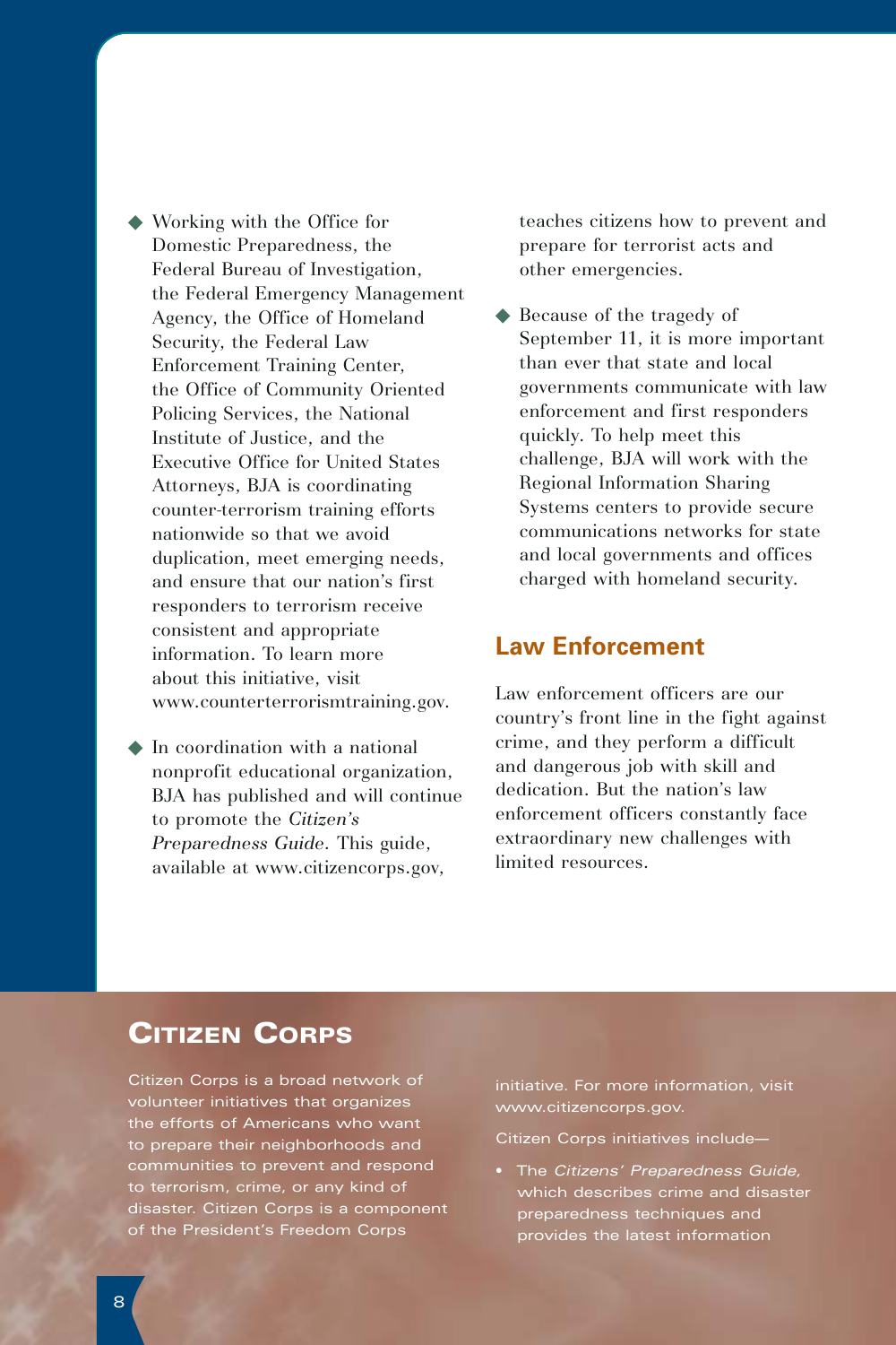- Working with the Office for Domestic Preparedness, the Federal Bureau of Investigation, the Federal Emergency Management Agency, the Office of Homeland Security, the Federal Law Enforcement Training Center, the Office of Community Oriented Policing Services, the National Institute of Justice, and the Executive Office for United States Attorneys, BJA is coordinating counter-terrorism training efforts nationwide so that we avoid duplication, meet emerging needs, and ensure that our nation's first responders to terrorism receive consistent and appropriate information. To learn more about this initiative, visit www.counterterrorismtraining.gov.

- In coordination with a national nonprofit educational organization, BJA has published and will continue to promote the *Citizen's Preparedness Guide*. This guide, available at www.citizencorps.gov, teaches citizens how to prevent and prepare for terrorist acts and other emergencies.

- Because of the tragedy of September 11, it is more important than ever that state and local governments communicate with law enforcement and first responders quickly. To help meet this challenge, BJA will work with the Regional Information Sharing Systems centers to provide secure communications networks for state and local governments and offices charged with homeland security.

## Law Enforcement

Law enforcement officers are our country's front line in the fight against crime, and they perform a difficult and dangerous job with skill and dedication. But the nation's law enforcement officers constantly face extraordinary new challenges with limited resources.

## Citizen Corps

Citizen Corps is a broad network of volunteer initiatives that organizes the efforts of Americans who want to prepare their neighborhoods and communities to prevent and respond to terrorism, crime, or any kind of disaster. Citizen Corps is a component of the President's Freedom Corps initiative. For more information, visit www.citizencorps.gov.

Citizen Corps initiatives include—

- The *Citizens' Preparedness Guide,* which describes crime and disaster preparedness techniques and provides the latest information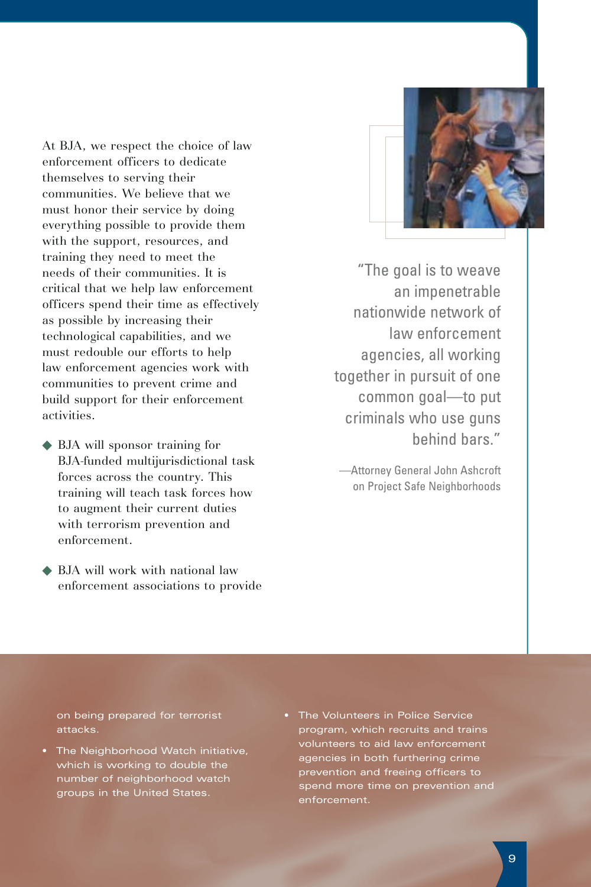At BJA, we respect the choice of law enforcement officers to dedicate themselves to serving their communities. We believe that we must honor their service by doing everything possible to provide them with the support, resources, and training they need to meet the needs of their communities. It is critical that we help law enforcement officers spend their time as effectively as possible by increasing their technological capabilities, and we must redouble our efforts to help law enforcement agencies work with communities to prevent crime and build support for their enforcement activities.

- BJA will sponsor training for BJA-funded multijurisdictional task forces across the country. This training will teach task forces how to augment their current duties with terrorism prevention and enforcement.

- BJA will work with national law enforcement associations to provide on being prepared for terrorist attacks.

- The Neighborhood Watch initiative, which is working to double the number of neighborhood watch groups in the United States.

- The Volunteers in Police Service program, which recruits and trains volunteers to aid law enforcement agencies in both furthering crime prevention and freeing officers to spend more time on prevention and enforcement.

> "The goal is to weave an impenetrable nationwide network of law enforcement agencies, all working together in pursuit of one common goal—to put criminals who use guns behind bars."
>
> —Attorney General John Ashcroft on Project Safe Neighborhoods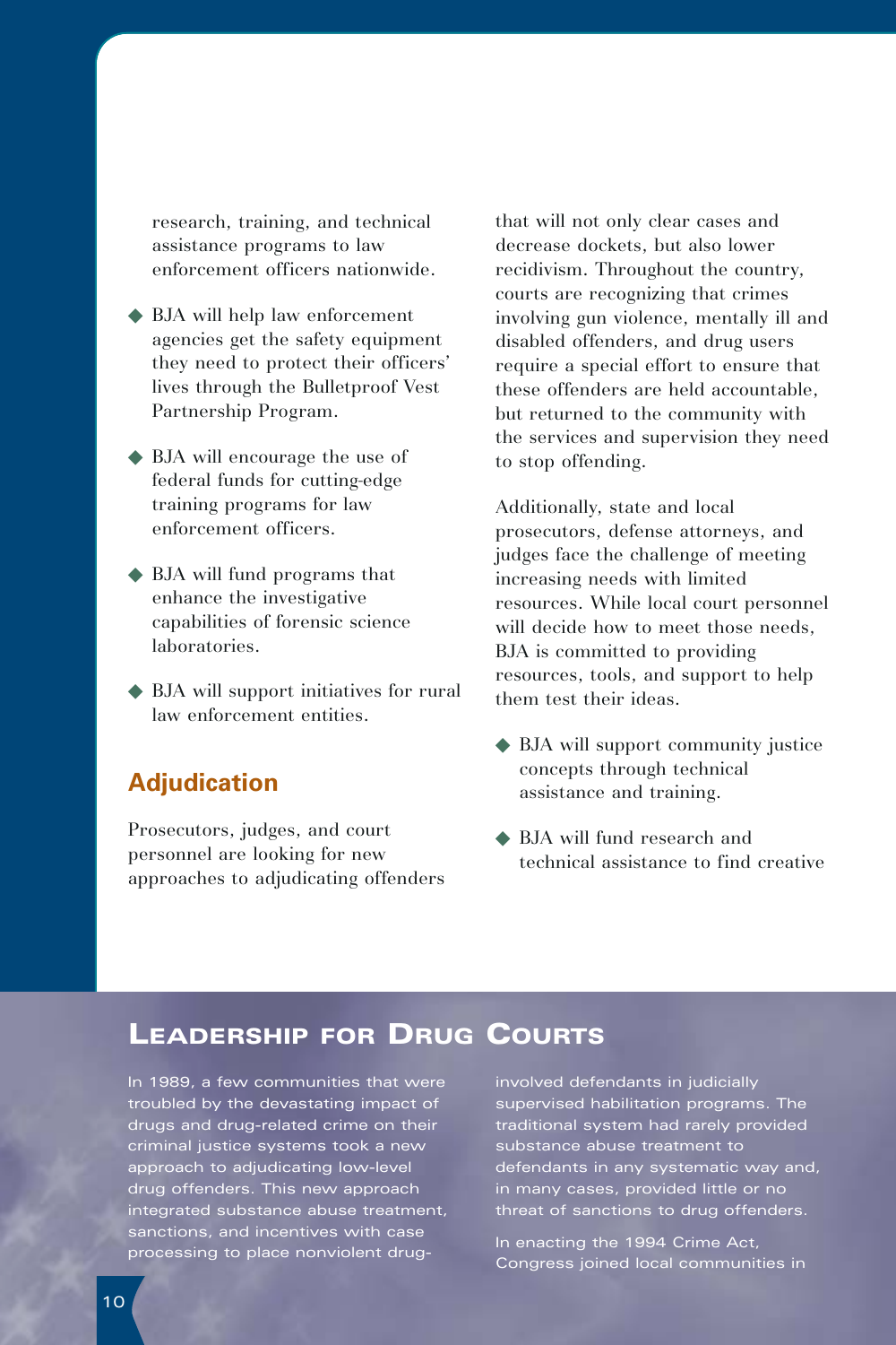research, training, and technical assistance programs to law enforcement officers nationwide.

- BJA will help law enforcement agencies get the safety equipment they need to protect their officers' lives through the Bulletproof Vest Partnership Program.
- BJA will encourage the use of federal funds for cutting-edge training programs for law enforcement officers.
- BJA will fund programs that enhance the investigative capabilities of forensic science laboratories.
- BJA will support initiatives for rural law enforcement entities.

## Adjudication

Prosecutors, judges, and court personnel are looking for new approaches to adjudicating offenders that will not only clear cases and decrease dockets, but also lower recidivism. Throughout the country, courts are recognizing that crimes involving gun violence, mentally ill and disabled offenders, and drug users require a special effort to ensure that these offenders are held accountable, but returned to the community with the services and supervision they need to stop offending.

Additionally, state and local prosecutors, defense attorneys, and judges face the challenge of meeting increasing needs with limited resources. While local court personnel will decide how to meet those needs, BJA is committed to providing resources, tools, and support to help them test their ideas.

- BJA will support community justice concepts through technical assistance and training.
- BJA will fund research and technical assistance to find creative

## Leadership for Drug Courts

In 1989, a few communities that were troubled by the devastating impact of drugs and drug-related crime on their criminal justice systems took a new approach to adjudicating low-level drug offenders. This new approach integrated substance abuse treatment, sanctions, and incentives with case processing to place nonviolent drug-involved defendants in judicially supervised habilitation programs. The traditional system had rarely provided substance abuse treatment to defendants in any systematic way and, in many cases, provided little or no threat of sanctions to drug offenders.

In enacting the 1994 Crime Act, Congress joined local communities in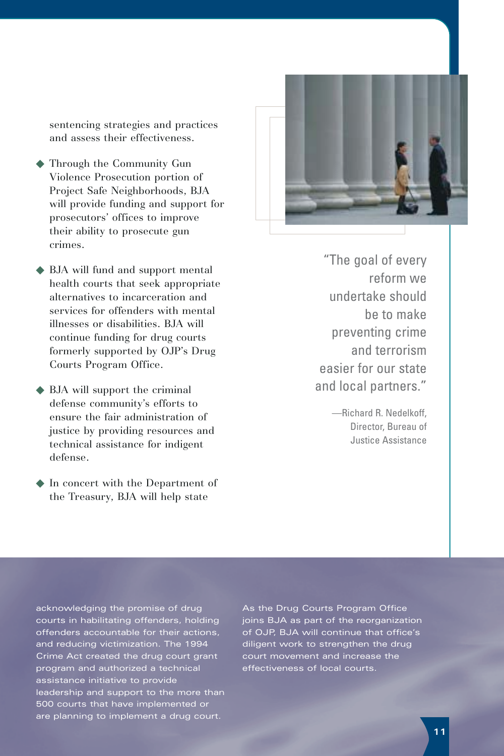sentencing strategies and practices and assess their effectiveness.

- Through the Community Gun Violence Prosecution portion of Project Safe Neighborhoods, BJA will provide funding and support for prosecutors' offices to improve their ability to prosecute gun crimes.

- BJA will fund and support mental health courts that seek appropriate alternatives to incarceration and services for offenders with mental illnesses or disabilities. BJA will continue funding for drug courts formerly supported by OJP's Drug Courts Program Office.

- BJA will support the criminal defense community's efforts to ensure the fair administration of justice by providing resources and technical assistance for indigent defense.

- In concert with the Department of the Treasury, BJA will help state

"The goal of every reform we undertake should be to make preventing crime and terrorism easier for our state and local partners."

—Richard R. Nedelkoff, Director, Bureau of Justice Assistance

acknowledging the promise of drug courts in habilitating offenders, holding offenders accountable for their actions, and reducing victimization. The 1994 Crime Act created the drug court grant program and authorized a technical assistance initiative to provide leadership and support to the more than 500 courts that have implemented or are planning to implement a drug court.

As the Drug Courts Program Office joins BJA as part of the reorganization of OJP, BJA will continue that office's diligent work to strengthen the drug court movement and increase the effectiveness of local courts.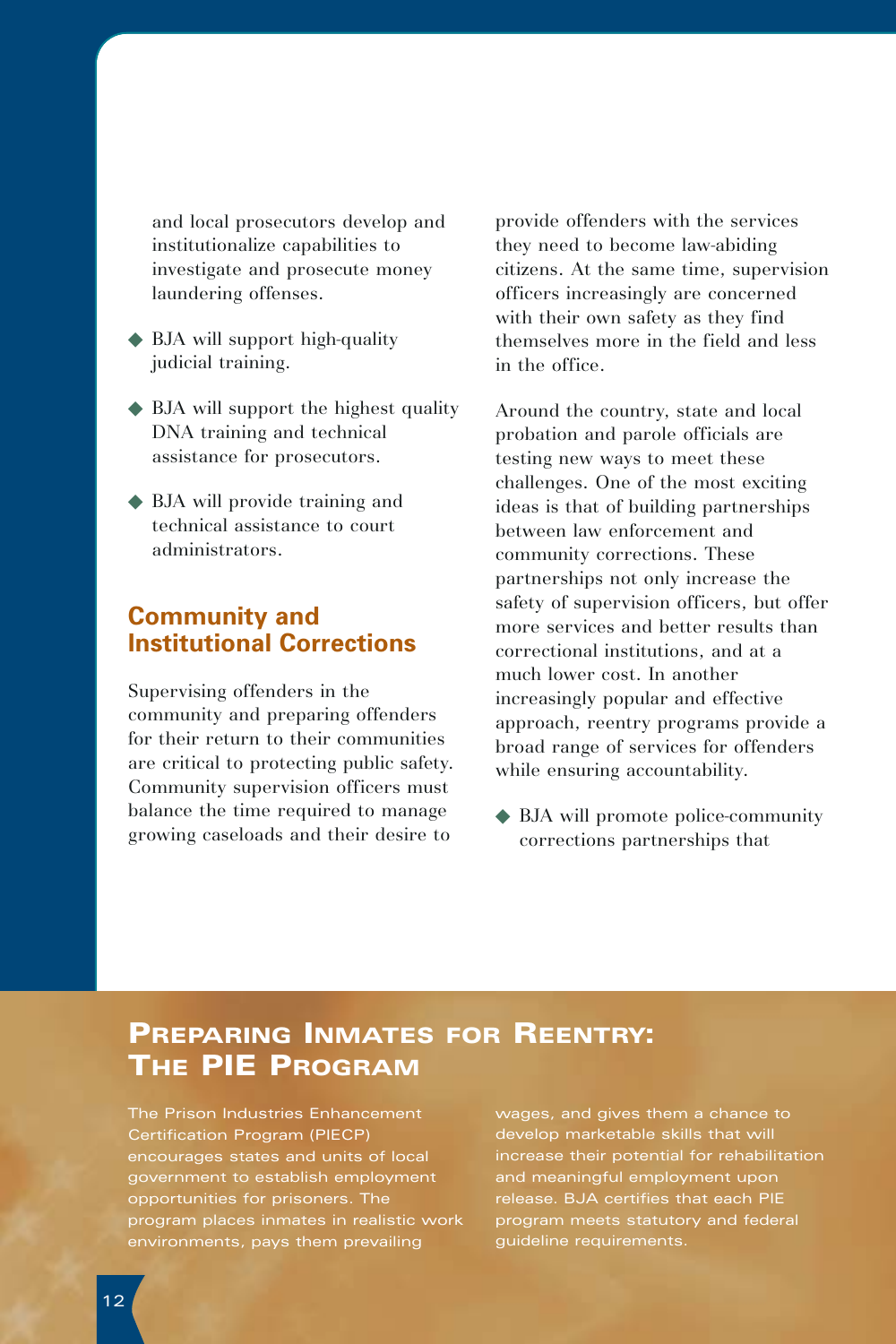and local prosecutors develop and institutionalize capabilities to investigate and prosecute money laundering offenses.

- BJA will support high-quality judicial training.
- BJA will support the highest quality DNA training and technical assistance for prosecutors.
- BJA will provide training and technical assistance to court administrators.

## Community and Institutional Corrections

Supervising offenders in the community and preparing offenders for their return to their communities are critical to protecting public safety. Community supervision officers must balance the time required to manage growing caseloads and their desire to provide offenders with the services they need to become law-abiding citizens. At the same time, supervision officers increasingly are concerned with their own safety as they find themselves more in the field and less in the office.

Around the country, state and local probation and parole officials are testing new ways to meet these challenges. One of the most exciting ideas is that of building partnerships between law enforcement and community corrections. These partnerships not only increase the safety of supervision officers, but offer more services and better results than correctional institutions, and at a much lower cost. In another increasingly popular and effective approach, reentry programs provide a broad range of services for offenders while ensuring accountability.

- BJA will promote police-community corrections partnerships that

## Preparing Inmates for Reentry: The PIE Program

The Prison Industries Enhancement Certification Program (PIECP) encourages states and units of local government to establish employment opportunities for prisoners. The program places inmates in realistic work environments, pays them prevailing wages, and gives them a chance to develop marketable skills that will increase their potential for rehabilitation and meaningful employment upon release. BJA certifies that each PIE program meets statutory and federal guideline requirements.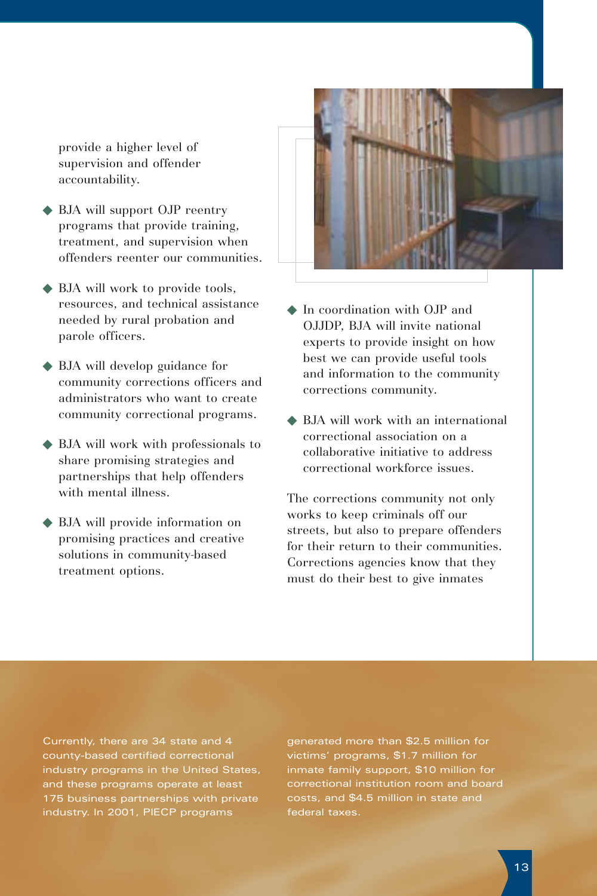provide a higher level of supervision and offender accountability.

- BJA will support OJP reentry programs that provide training, treatment, and supervision when offenders reenter our communities.
- BJA will work to provide tools, resources, and technical assistance needed by rural probation and parole officers.
- BJA will develop guidance for community corrections officers and administrators who want to create community correctional programs.
- BJA will work with professionals to share promising strategies and partnerships that help offenders with mental illness.
- BJA will provide information on promising practices and creative solutions in community-based treatment options.
- In coordination with OJP and OJJDP, BJA will invite national experts to provide insight on how best we can provide useful tools and information to the community corrections community.
- BJA will work with an international correctional association on a collaborative initiative to address correctional workforce issues.

The corrections community not only works to keep criminals off our streets, but also to prepare offenders for their return to their communities. Corrections agencies know that they must do their best to give inmates

Currently, there are 34 state and 4 county-based certified correctional industry programs in the United States, and these programs operate at least 175 business partnerships with private industry. In 2001, PIECP programs generated more than $2.5 million for victims' programs, $1.7 million for inmate family support, $10 million for correctional institution room and board costs, and $4.5 million in state and federal taxes.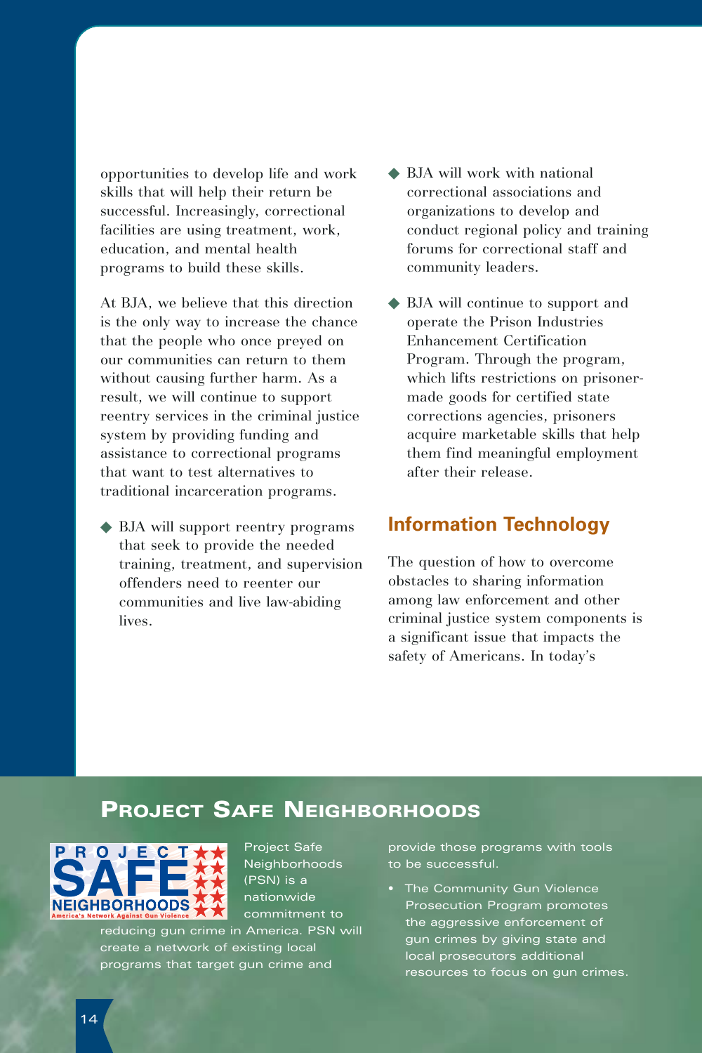opportunities to develop life and work skills that will help their return be successful. Increasingly, correctional facilities are using treatment, work, education, and mental health programs to build these skills.

At BJA, we believe that this direction is the only way to increase the chance that the people who once preyed on our communities can return to them without causing further harm. As a result, we will continue to support reentry services in the criminal justice system by providing funding and assistance to correctional programs that want to test alternatives to traditional incarceration programs.

- BJA will support reentry programs that seek to provide the needed training, treatment, and supervision offenders need to reenter our communities and live law-abiding lives.
- BJA will work with national correctional associations and organizations to develop and conduct regional policy and training forums for correctional staff and community leaders.
- BJA will continue to support and operate the Prison Industries Enhancement Certification Program. Through the program, which lifts restrictions on prisoner-made goods for certified state corrections agencies, prisoners acquire marketable skills that help them find meaningful employment after their release.

## Information Technology

The question of how to overcome obstacles to sharing information among law enforcement and other criminal justice system components is a significant issue that impacts the safety of Americans. In today's

## Project Safe Neighborhoods

PROJECT SAFE NEIGHBORHOODS
America's Network Against Gun Violence

Project Safe Neighborhoods (PSN) is a nationwide commitment to reducing gun crime in America. PSN will create a network of existing local programs that target gun crime and provide those programs with tools to be successful.

- The Community Gun Violence Prosecution Program promotes the aggressive enforcement of gun crimes by giving state and local prosecutors additional resources to focus on gun crimes.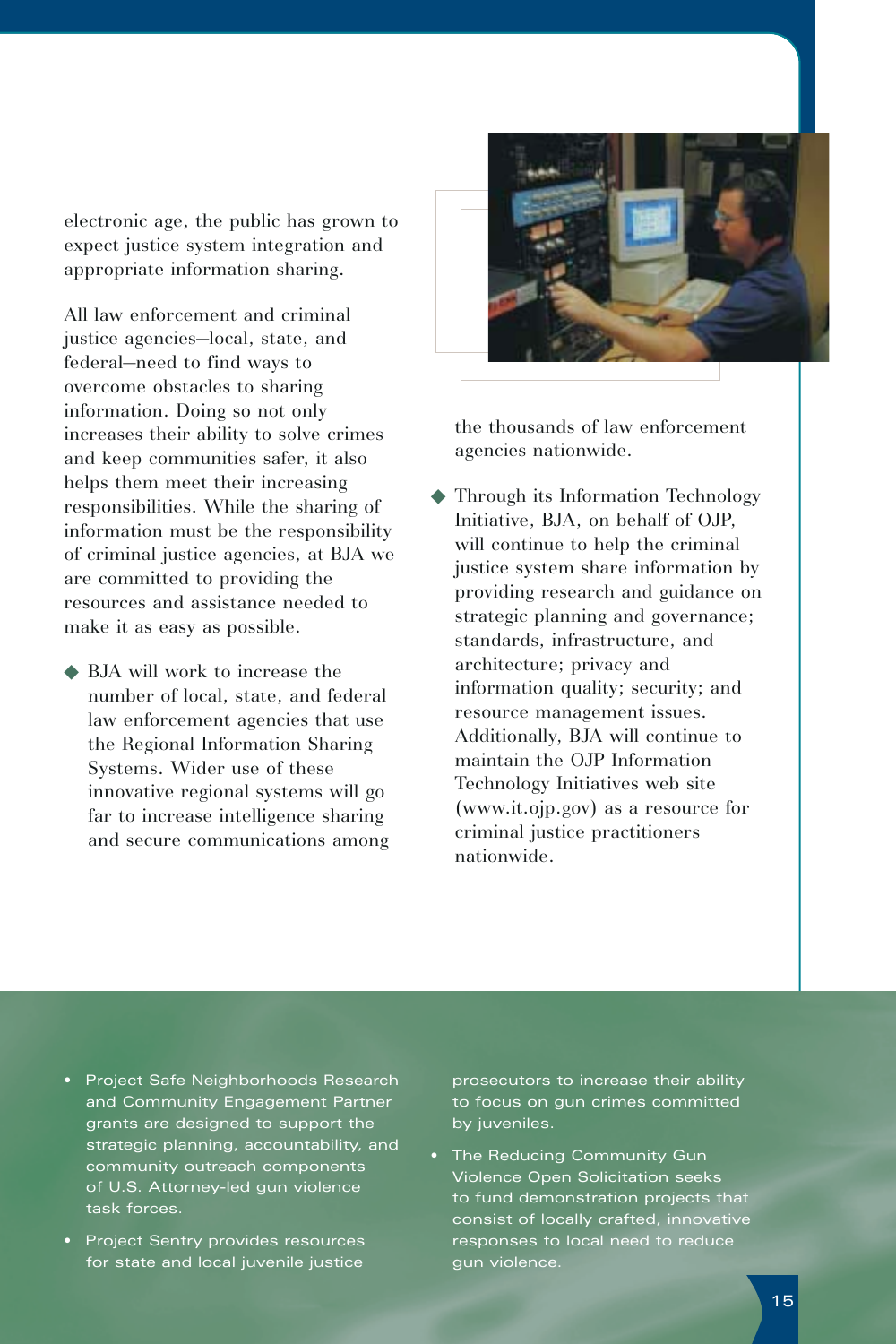electronic age, the public has grown to expect justice system integration and appropriate information sharing.

All law enforcement and criminal justice agencies—local, state, and federal—need to find ways to overcome obstacles to sharing information. Doing so not only increases their ability to solve crimes and keep communities safer, it also helps them meet their increasing responsibilities. While the sharing of information must be the responsibility of criminal justice agencies, at BJA we are committed to providing the resources and assistance needed to make it as easy as possible.

- BJA will work to increase the number of local, state, and federal law enforcement agencies that use the Regional Information Sharing Systems. Wider use of these innovative regional systems will go far to increase intelligence sharing and secure communications among the thousands of law enforcement agencies nationwide.

- Through its Information Technology Initiative, BJA, on behalf of OJP, will continue to help the criminal justice system share information by providing research and guidance on strategic planning and governance; standards, infrastructure, and architecture; privacy and information quality; security; and resource management issues. Additionally, BJA will continue to maintain the OJP Information Technology Initiatives web site (www.it.ojp.gov) as a resource for criminal justice practitioners nationwide.

- Project Safe Neighborhoods Research and Community Engagement Partner grants are designed to support the strategic planning, accountability, and community outreach components of U.S. Attorney-led gun violence task forces.
- Project Sentry provides resources for state and local juvenile justice prosecutors to increase their ability to focus on gun crimes committed by juveniles.
- The Reducing Community Gun Violence Open Solicitation seeks to fund demonstration projects that consist of locally crafted, innovative responses to local need to reduce gun violence.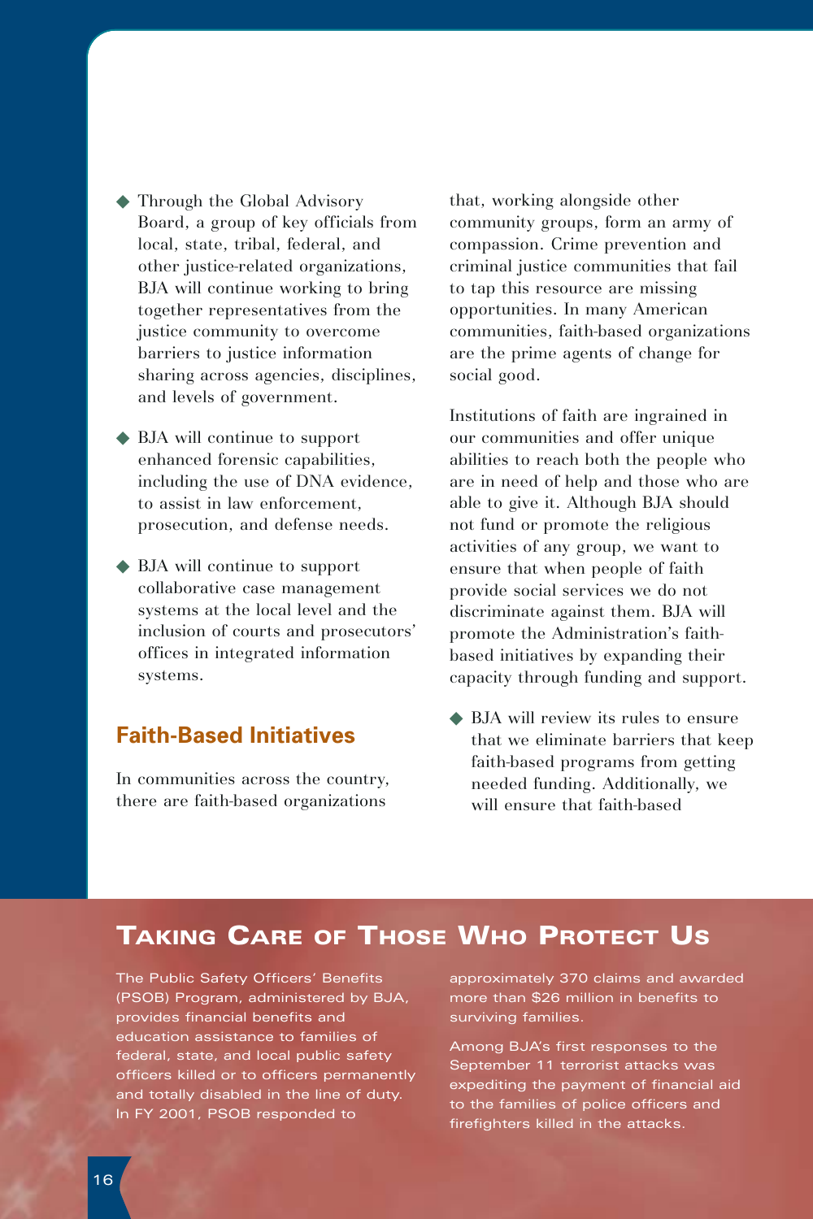- Through the Global Advisory Board, a group of key officials from local, state, tribal, federal, and other justice-related organizations, BJA will continue working to bring together representatives from the justice community to overcome barriers to justice information sharing across agencies, disciplines, and levels of government.
- BJA will continue to support enhanced forensic capabilities, including the use of DNA evidence, to assist in law enforcement, prosecution, and defense needs.
- BJA will continue to support collaborative case management systems at the local level and the inclusion of courts and prosecutors' offices in integrated information systems.

## Faith-Based Initiatives

In communities across the country, there are faith-based organizations that, working alongside other community groups, form an army of compassion. Crime prevention and criminal justice communities that fail to tap this resource are missing opportunities. In many American communities, faith-based organizations are the prime agents of change for social good.

Institutions of faith are ingrained in our communities and offer unique abilities to reach both the people who are in need of help and those who are able to give it. Although BJA should not fund or promote the religious activities of any group, we want to ensure that when people of faith provide social services we do not discriminate against them. BJA will promote the Administration's faith-based initiatives by expanding their capacity through funding and support.

- BJA will review its rules to ensure that we eliminate barriers that keep faith-based programs from getting needed funding. Additionally, we will ensure that faith-based

## Taking Care of Those Who Protect Us

The Public Safety Officers' Benefits (PSOB) Program, administered by BJA, provides financial benefits and education assistance to families of federal, state, and local public safety officers killed or to officers permanently and totally disabled in the line of duty. In FY 2001, PSOB responded to approximately 370 claims and awarded more than $26 million in benefits to surviving families.

Among BJA's first responses to the September 11 terrorist attacks was expediting the payment of financial aid to the families of police officers and firefighters killed in the attacks.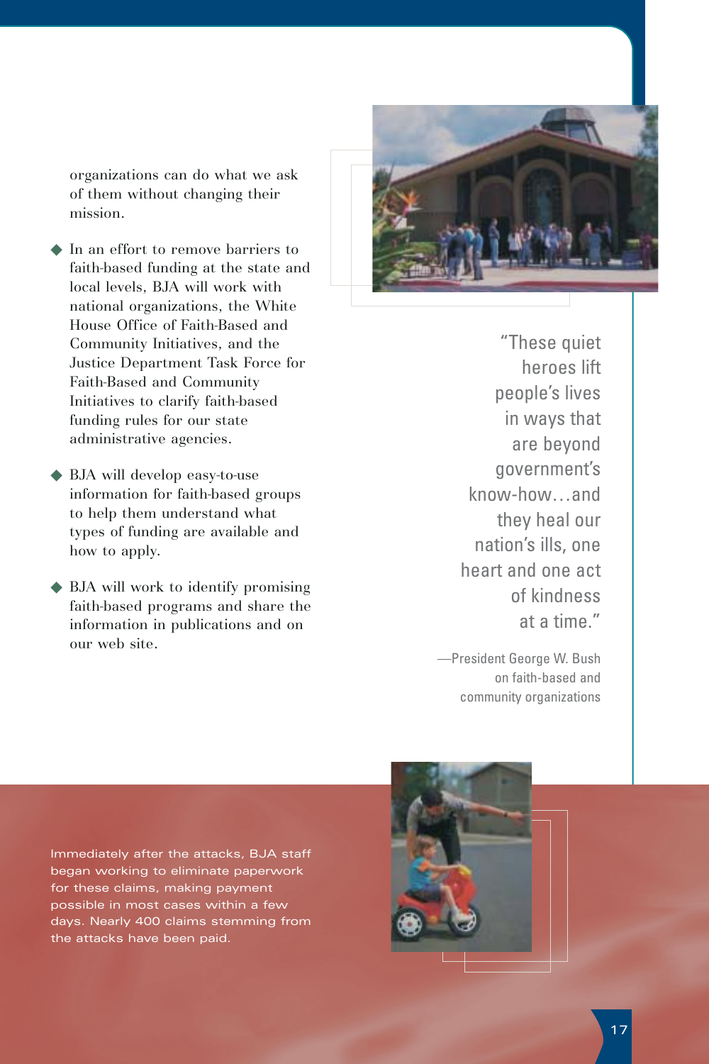organizations can do what we ask of them without changing their mission.

- In an effort to remove barriers to faith-based funding at the state and local levels, BJA will work with national organizations, the White House Office of Faith-Based and Community Initiatives, and the Justice Department Task Force for Faith-Based and Community Initiatives to clarify faith-based funding rules for our state administrative agencies.
- BJA will develop easy-to-use information for faith-based groups to help them understand what types of funding are available and how to apply.
- BJA will work to identify promising faith-based programs and share the information in publications and on our web site.

"These quiet heroes lift people's lives in ways that are beyond government's know-how…and they heal our nation's ills, one heart and one act of kindness at a time."

—President George W. Bush on faith-based and community organizations

Immediately after the attacks, BJA staff began working to eliminate paperwork for these claims, making payment possible in most cases within a few days. Nearly 400 claims stemming from the attacks have been paid.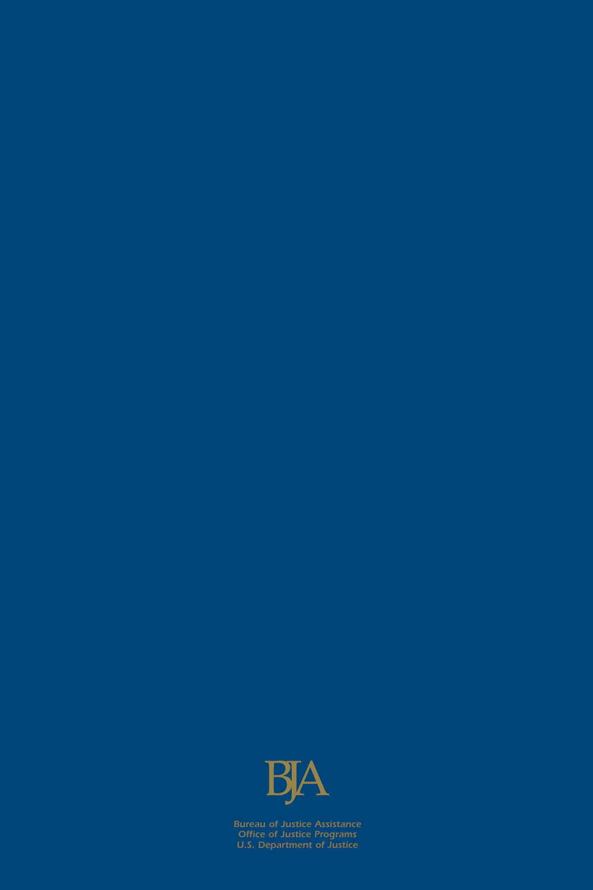BJA

Bureau of Justice Assistance
Office of Justice Programs
U.S. Department of Justice